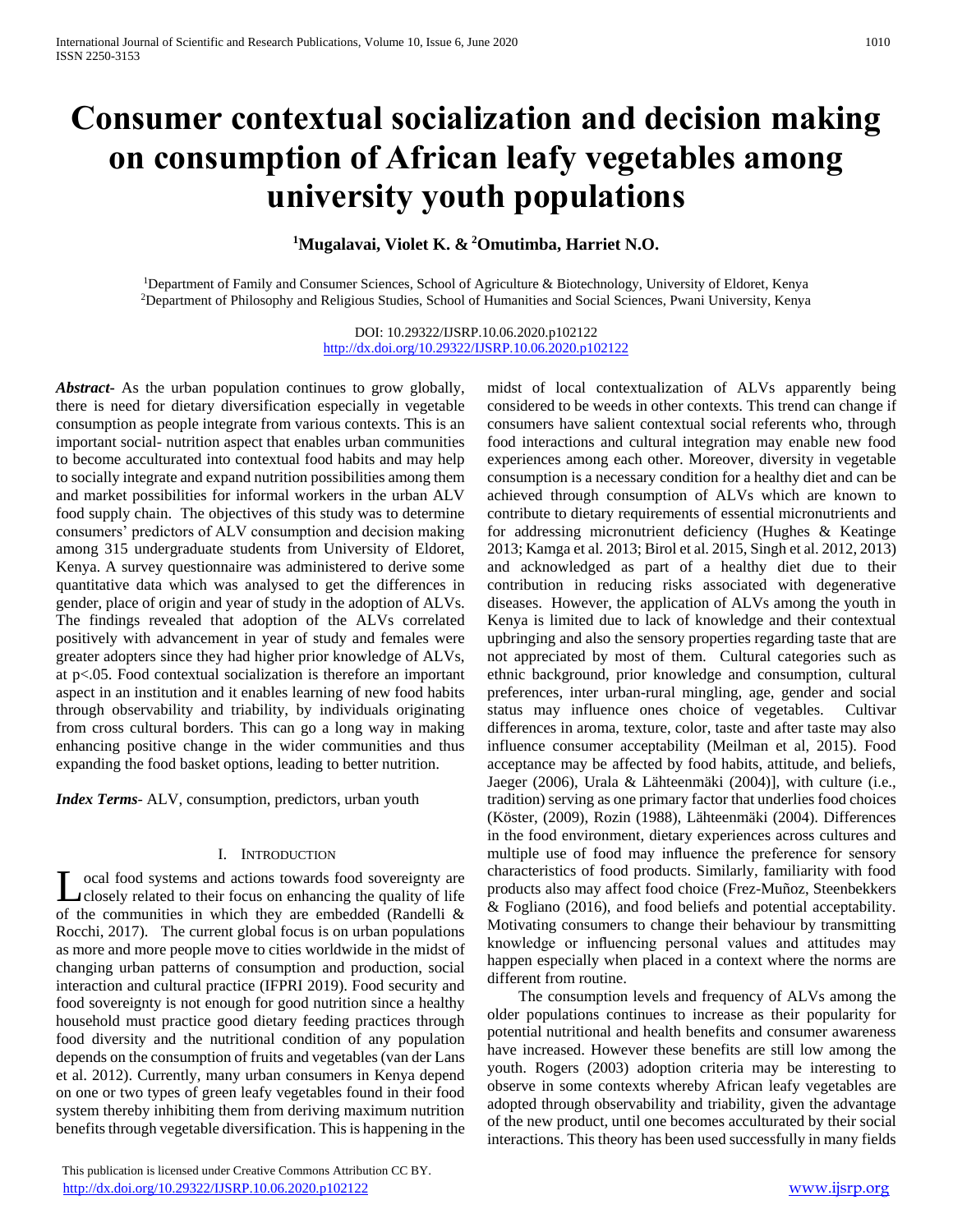# Consumer contextual socialization and decision making on consumption of African leafy vegetables among university youth populations

**[1]Mugalavai, Violet K. & [2]Omutimba, Harriet N.O.**

[1]Department of Family and Consumer Sciences, School of Agriculture & Biotechnology, University of Eldoret, Kenya
[2]Department of Philosophy and Religious Studies, School of Humanities and Social Sciences, Pwani University, Kenya

DOI: 10.29322/IJSRP.10.06.2020.p102122
http://dx.doi.org/10.29322/IJSRP.10.06.2020.p102122

***Abstract***- As the urban population continues to grow globally, there is need for dietary diversification especially in vegetable consumption as people integrate from various contexts. This is an important social- nutrition aspect that enables urban communities to become acculturated into contextual food habits and may help to socially integrate and expand nutrition possibilities among them and market possibilities for informal workers in the urban ALV food supply chain. The objectives of this study was to determine consumers' predictors of ALV consumption and decision making among 315 undergraduate students from University of Eldoret, Kenya. A survey questionnaire was administered to derive some quantitative data which was analysed to get the differences in gender, place of origin and year of study in the adoption of ALVs. The findings revealed that adoption of the ALVs correlated positively with advancement in year of study and females were greater adopters since they had higher prior knowledge of ALVs, at $p<.05$. Food contextual socialization is therefore an important aspect in an institution and it enables learning of new food habits through observability and triability, by individuals originating from cross cultural borders. This can go a long way in making enhancing positive change in the wider communities and thus expanding the food basket options, leading to better nutrition.

***Index Terms***- ALV, consumption, predictors, urban youth

## I. Introduction

Local food systems and actions towards food sovereignty are closely related to their focus on enhancing the quality of life of the communities in which they are embedded (Randelli & Rocchi, 2017). The current global focus is on urban populations as more and more people move to cities worldwide in the midst of changing urban patterns of consumption and production, social interaction and cultural practice (IFPRI 2019). Food security and food sovereignty is not enough for good nutrition since a healthy household must practice good dietary feeding practices through food diversity and the nutritional condition of any population depends on the consumption of fruits and vegetables (van der Lans et al. 2012). Currently, many urban consumers in Kenya depend on one or two types of green leafy vegetables found in their food system thereby inhibiting them from deriving maximum nutrition benefits through vegetable diversification. This is happening in the midst of local contextualization of ALVs apparently being considered to be weeds in other contexts. This trend can change if consumers have salient contextual social referents who, through food interactions and cultural integration may enable new food experiences among each other. Moreover, diversity in vegetable consumption is a necessary condition for a healthy diet and can be achieved through consumption of ALVs which are known to contribute to dietary requirements of essential micronutrients and for addressing micronutrient deficiency (Hughes & Keatinge 2013; Kamga et al. 2013; Birol et al. 2015, Singh et al. 2012, 2013) and acknowledged as part of a healthy diet due to their contribution in reducing risks associated with degenerative diseases. However, the application of ALVs among the youth in Kenya is limited due to lack of knowledge and their contextual upbringing and also the sensory properties regarding taste that are not appreciated by most of them. Cultural categories such as ethnic background, prior knowledge and consumption, cultural preferences, inter urban-rural mingling, age, gender and social status may influence ones choice of vegetables. Cultivar differences in aroma, texture, color, taste and after taste may also influence consumer acceptability (Meilman et al, 2015). Food acceptance may be affected by food habits, attitude, and beliefs, Jaeger (2006), Urala & Lähteenmäki (2004)], with culture (i.e., tradition) serving as one primary factor that underlies food choices (Köster, (2009), Rozin (1988), Lähteenmäki (2004). Differences in the food environment, dietary experiences across cultures and multiple use of food may influence the preference for sensory characteristics of food products. Similarly, familiarity with food products also may affect food choice (Frez-Muñoz, Steenbekkers & Fogliano (2016), and food beliefs and potential acceptability. Motivating consumers to change their behaviour by transmitting knowledge or influencing personal values and attitudes may happen especially when placed in a context where the norms are different from routine.

The consumption levels and frequency of ALVs among the older populations continues to increase as their popularity for potential nutritional and health benefits and consumer awareness have increased. However these benefits are still low among the youth. Rogers (2003) adoption criteria may be interesting to observe in some contexts whereby African leafy vegetables are adopted through observability and triability, given the advantage of the new product, until one becomes acculturated by their social interactions. This theory has been used successfully in many fields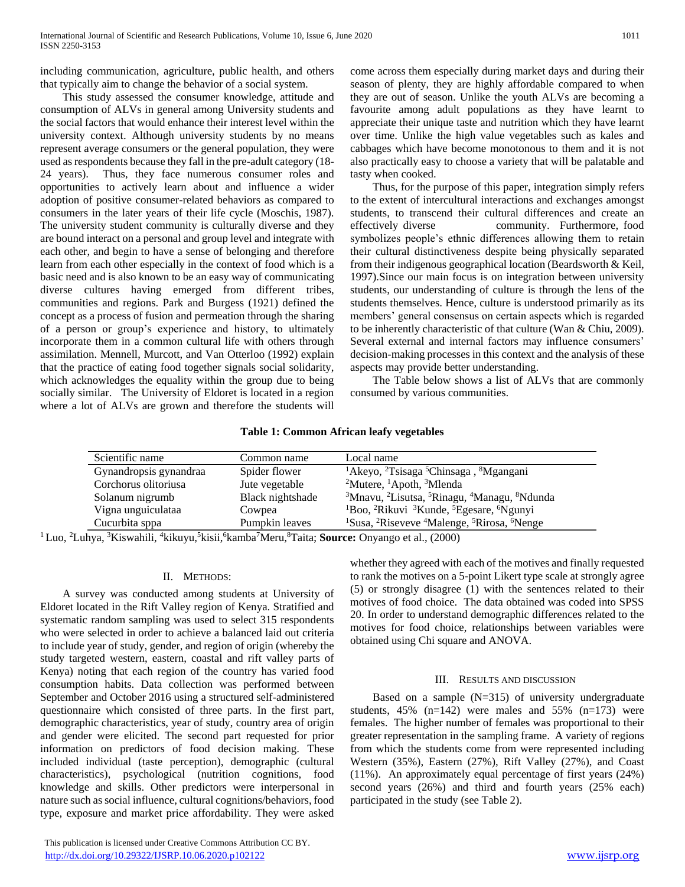including communication, agriculture, public health, and others that typically aim to change the behavior of a social system.

This study assessed the consumer knowledge, attitude and consumption of ALVs in general among University students and the social factors that would enhance their interest level within the university context. Although university students by no means represent average consumers or the general population, they were used as respondents because they fall in the pre-adult category (18-24 years). Thus, they face numerous consumer roles and opportunities to actively learn about and influence a wider adoption of positive consumer-related behaviors as compared to consumers in the later years of their life cycle (Moschis, 1987). The university student community is culturally diverse and they are bound interact on a personal and group level and integrate with each other, and begin to have a sense of belonging and therefore learn from each other especially in the context of food which is a basic need and is also known to be an easy way of communicating diverse cultures having emerged from different tribes, communities and regions. Park and Burgess (1921) defined the concept as a process of fusion and permeation through the sharing of a person or group's experience and history, to ultimately incorporate them in a common cultural life with others through assimilation. Mennell, Murcott, and Van Otterloo (1992) explain that the practice of eating food together signals social solidarity, which acknowledges the equality within the group due to being socially similar. The University of Eldoret is located in a region where a lot of ALVs are grown and therefore the students will come across them especially during market days and during their season of plenty, they are highly affordable compared to when they are out of season. Unlike the youth ALVs are becoming a favourite among adult populations as they have learnt to appreciate their unique taste and nutrition which they have learnt over time. Unlike the high value vegetables such as kales and cabbages which have become monotonous to them and it is not also practically easy to choose a variety that will be palatable and tasty when cooked.

Thus, for the purpose of this paper, integration simply refers to the extent of intercultural interactions and exchanges amongst students, to transcend their cultural differences and create an effectively diverse community. Furthermore, food symbolizes people's ethnic differences allowing them to retain their cultural distinctiveness despite being physically separated from their indigenous geographical location (Beardsworth & Keil, 1997).Since our main focus is on integration between university students, our understanding of culture is through the lens of the students themselves. Hence, culture is understood primarily as its members' general consensus on certain aspects which is regarded to be inherently characteristic of that culture (Wan & Chiu, 2009). Several external and internal factors may influence consumers' decision-making processes in this context and the analysis of these aspects may provide better understanding.

The Table below shows a list of ALVs that are commonly consumed by various communities.

**Table 1: Common African leafy vegetables**

| Scientific name | Common name | Local name |
|---|---|---|
| Gynandropsis gynandraa | Spider flower | [1]Akeyo, [2]Tsisaga [5]Chinsaga , [8]Mgangani |
| Corchorus olitoriusa | Jute vegetable | [2]Mutere, [1]Apoth, [3]Mlenda |
| Solanum nigrumb | Black nightshade | [3]Mnavu, [2]Lisutsa, [5]Rinagu, [4]Managu, [8]Ndunda |
| Vigna unguiculataa | Cowpea | [1]Boo, [2]Rikuvi [3]Kunde, [5]Egesare, [6]Ngunyi |
| Cucurbita sppa | Pumpkin leaves | [1]Susa, [2]Riseveve [4]Malenge, [5]Rirosa, [6]Nenge |

[1] Luo, [2]Luhya, [3]Kiswahili, [4]kikuyu,[5]kisii,[6]kamba[7]Meru,[8]Taita; **Source:** Onyango et al., (2000)

## II. Methods:

A survey was conducted among students at University of Eldoret located in the Rift Valley region of Kenya. Stratified and systematic random sampling was used to select 315 respondents who were selected in order to achieve a balanced laid out criteria to include year of study, gender, and region of origin (whereby the study targeted western, eastern, coastal and rift valley parts of Kenya) noting that each region of the country has varied food consumption habits. Data collection was performed between September and October 2016 using a structured self-administered questionnaire which consisted of three parts. In the first part, demographic characteristics, year of study, country area of origin and gender were elicited. The second part requested for prior information on predictors of food decision making. These included individual (taste perception), demographic (cultural characteristics), psychological (nutrition cognitions, food knowledge and skills. Other predictors were interpersonal in nature such as social influence, cultural cognitions/behaviors, food type, exposure and market price affordability. They were asked whether they agreed with each of the motives and finally requested to rank the motives on a 5-point Likert type scale at strongly agree (5) or strongly disagree (1) with the sentences related to their motives of food choice. The data obtained was coded into SPSS 20. In order to understand demographic differences related to the motives for food choice, relationships between variables were obtained using Chi square and ANOVA.

## III. Results and discussion

Based on a sample (N=315) of university undergraduate students, 45% (n=142) were males and 55% (n=173) were females. The higher number of females was proportional to their greater representation in the sampling frame. A variety of regions from which the students come from were represented including Western (35%), Eastern (27%), Rift Valley (27%), and Coast (11%). An approximately equal percentage of first years (24%) second years (26%) and third and fourth years (25% each) participated in the study (see Table 2).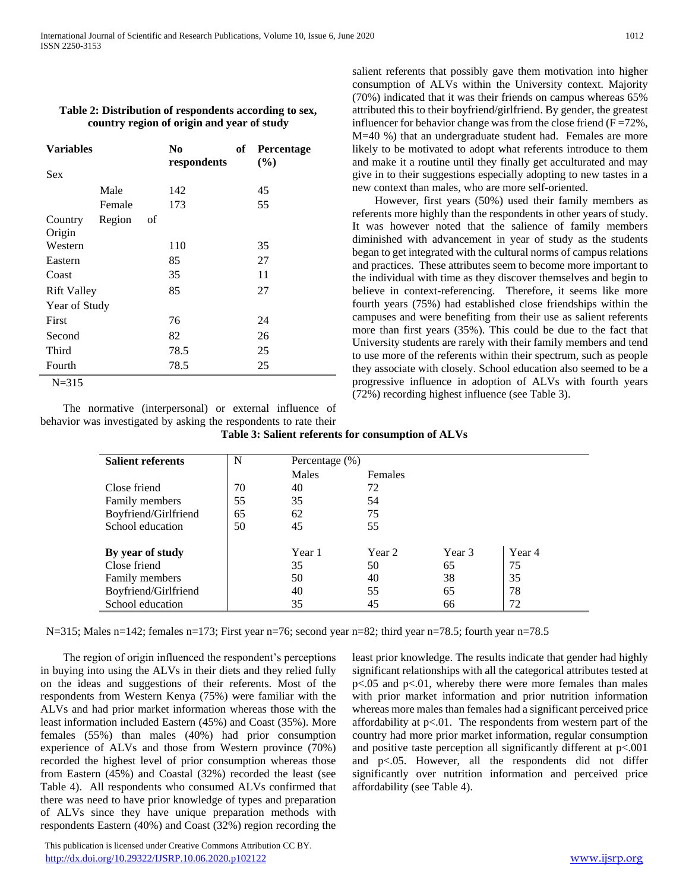**Table 2: Distribution of respondents according to sex, country region of origin and year of study**

| Variables | | No of respondents | Percentage (%) |
|---|---|---|---|
| Sex | | | |
| | Male | 142 | 45 |
| | Female | 173 | 55 |
| Country Region of Origin | | | |
| Western | | 110 | 35 |
| Eastern | | 85 | 27 |
| Coast | | 35 | 11 |
| Rift Valley | | 85 | 27 |
| Year of Study | | | |
| First | | 76 | 24 |
| Second | | 82 | 26 |
| Third | | 78.5 | 25 |
| Fourth | | 78.5 | 25 |

N=315

The normative (interpersonal) or external influence of behavior was investigated by asking the respondents to rate their salient referents that possibly gave them motivation into higher consumption of ALVs within the University context. Majority (70%) indicated that it was their friends on campus whereas 65% attributed this to their boyfriend/girlfriend. By gender, the greatest influencer for behavior change was from the close friend (F =72%, M=40 %) that an undergraduate student had. Females are more likely to be motivated to adopt what referents introduce to them and make it a routine until they finally get acculturated and may give in to their suggestions especially adopting to new tastes in a new context than males, who are more self-oriented.

However, first years (50%) used their family members as referents more highly than the respondents in other years of study. It was however noted that the salience of family members diminished with advancement in year of study as the students began to get integrated with the cultural norms of campus relations and practices. These attributes seem to become more important to the individual with time as they discover themselves and begin to believe in context-referencing. Therefore, it seems like more fourth years (75%) had established close friendships within the campuses and were benefiting from their use as salient referents more than first years (35%). This could be due to the fact that University students are rarely with their family members and tend to use more of the referents within their spectrum, such as people they associate with closely. School education also seemed to be a progressive influence in adoption of ALVs with fourth years (72%) recording highest influence (see Table 3).

**Table 3: Salient referents for consumption of ALVs**

| Salient referents | N | Percentage (%) | | | |
|---|---|---|---|---|---|
| | | Males | Females | | |
| Close friend | 70 | 40 | 72 | | |
| Family members | 55 | 35 | 54 | | |
| Boyfriend/Girlfriend | 65 | 62 | 75 | | |
| School education | 50 | 45 | 55 | | |
| **By year of study** | | Year 1 | Year 2 | Year 3 | Year 4 |
| Close friend | | 35 | 50 | 65 | 75 |
| Family members | | 50 | 40 | 38 | 35 |
| Boyfriend/Girlfriend | | 40 | 55 | 65 | 78 |
| School education | | 35 | 45 | 66 | 72 |

N=315; Males n=142; females n=173; First year n=76; second year n=82; third year n=78.5; fourth year n=78.5

The region of origin influenced the respondent's perceptions in buying into using the ALVs in their diets and they relied fully on the ideas and suggestions of their referents. Most of the respondents from Western Kenya (75%) were familiar with the ALVs and had prior market information whereas those with the least information included Eastern (45%) and Coast (35%). More females (55%) than males (40%) had prior consumption experience of ALVs and those from Western province (70%) recorded the highest level of prior consumption whereas those from Eastern (45%) and Coastal (32%) recorded the least (see Table 4). All respondents who consumed ALVs confirmed that there was need to have prior knowledge of types and preparation of ALVs since they have unique preparation methods with respondents Eastern (40%) and Coast (32%) region recording the least prior knowledge. The results indicate that gender had highly significant relationships with all the categorical attributes tested at $p<.05$ and $p<.01$, whereby there were more females than males with prior market information and prior nutrition information whereas more males than females had a significant perceived price affordability at $p<.01$. The respondents from western part of the country had more prior market information, regular consumption and positive taste perception all significantly different at $p<.001$ and $p<.05$. However, all the respondents did not differ significantly over nutrition information and perceived price affordability (see Table 4).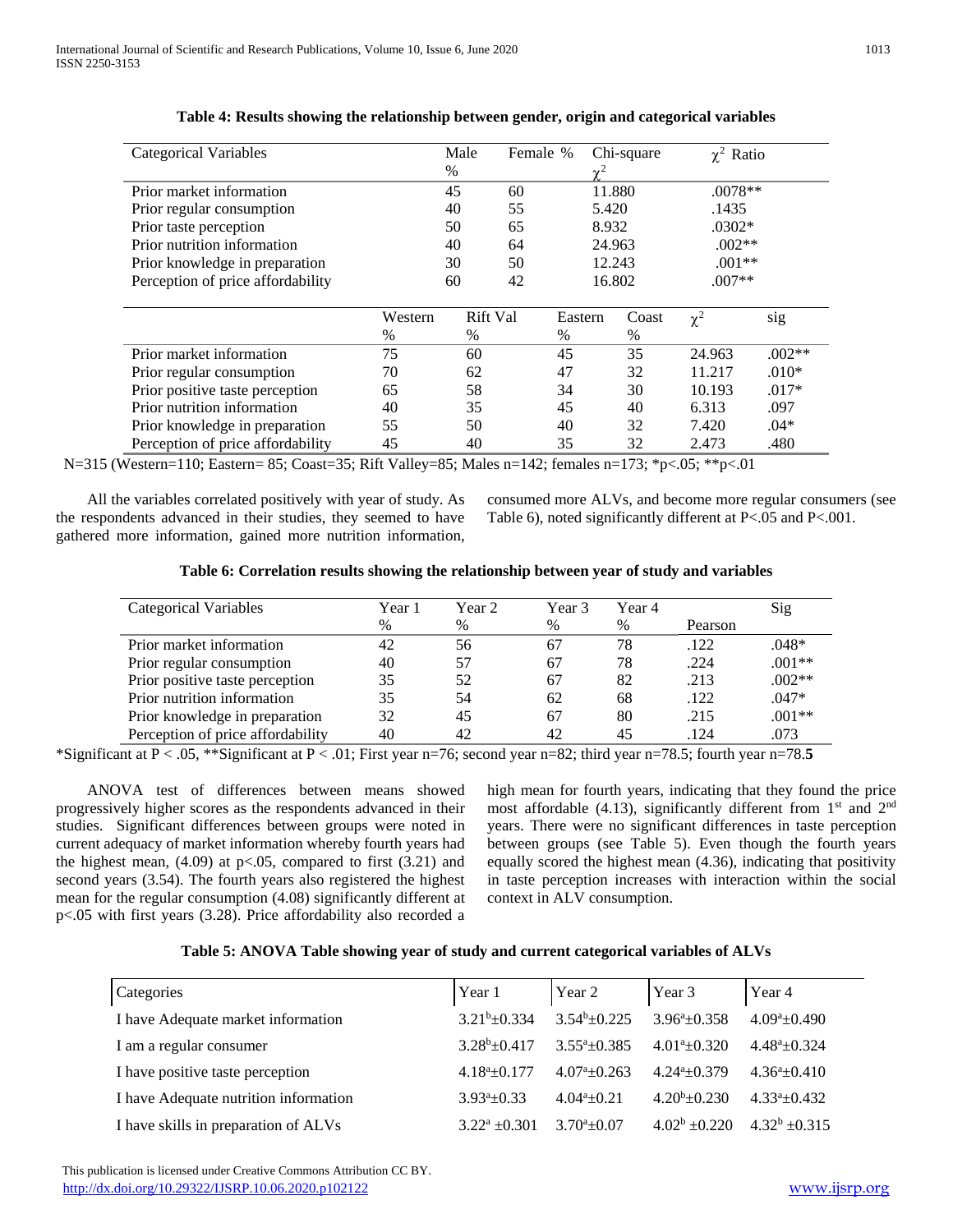**Table 4: Results showing the relationship between gender, origin and categorical variables**

| Categorical Variables | Male % | Female % | Chi-square $\chi^2$ | $\chi^2$ Ratio |
|---|---|---|---|---|
| Prior market information | 45 | 60 | 11.880 | .0078** |
| Prior regular consumption | 40 | 55 | 5.420 | .1435 |
| Prior taste perception | 50 | 65 | 8.932 | .0302* |
| Prior nutrition information | 40 | 64 | 24.963 | .002** |
| Prior knowledge in preparation | 30 | 50 | 12.243 | .001** |
| Perception of price affordability | 60 | 42 | 16.802 | .007** |

| | Western % | Rift Val % | Eastern % | Coast % | $\chi^2$ | sig |
|---|---|---|---|---|---|---|
| Prior market information | 75 | 60 | 45 | 35 | 24.963 | .002** |
| Prior regular consumption | 70 | 62 | 47 | 32 | 11.217 | .010* |
| Prior positive taste perception | 65 | 58 | 34 | 30 | 10.193 | .017* |
| Prior nutrition information | 40 | 35 | 45 | 40 | 6.313 | .097 |
| Prior knowledge in preparation | 55 | 50 | 40 | 32 | 7.420 | .04* |
| Perception of price affordability | 45 | 40 | 35 | 32 | 2.473 | .480 |

N=315 (Western=110; Eastern= 85; Coast=35; Rift Valley=85; Males n=142; females n=173; *p<.05; **p<.01

All the variables correlated positively with year of study. As the respondents advanced in their studies, they seemed to have gathered more information, gained more nutrition information, consumed more ALVs, and become more regular consumers (see Table 6), noted significantly different at P<.05 and P<.001.

**Table 6: Correlation results showing the relationship between year of study and variables**

| Categorical Variables | Year 1 % | Year 2 % | Year 3 % | Year 4 % | Pearson | Sig |
|---|---|---|---|---|---|---|
| Prior market information | 42 | 56 | 67 | 78 | .122 | .048* |
| Prior regular consumption | 40 | 57 | 67 | 78 | .224 | .001** |
| Prior positive taste perception | 35 | 52 | 67 | 82 | .213 | .002** |
| Prior nutrition information | 35 | 54 | 62 | 68 | .122 | .047* |
| Prior knowledge in preparation | 32 | 45 | 67 | 80 | .215 | .001** |
| Perception of price affordability | 40 | 42 | 42 | 45 | .124 | .073 |

*Significant at P < .05, **Significant at P < .01; First year n=76; second year n=82; third year n=78.5; fourth year n=78.**5**

ANOVA test of differences between means showed progressively higher scores as the respondents advanced in their studies. Significant differences between groups were noted in current adequacy of market information whereby fourth years had the highest mean, (4.09) at p<.05, compared to first (3.21) and second years (3.54). The fourth years also registered the highest mean for the regular consumption (4.08) significantly different at p<.05 with first years (3.28). Price affordability also recorded a high mean for fourth years, indicating that they found the price most affordable (4.13), significantly different from 1st and 2nd years. There were no significant differences in taste perception between groups (see Table 5). Even though the fourth years equally scored the highest mean (4.36), indicating that positivity in taste perception increases with interaction within the social context in ALV consumption.

**Table 5: ANOVA Table showing year of study and current categorical variables of ALVs**

| Categories | Year 1 | Year 2 | Year 3 | Year 4 |
|---|---|---|---|---|
| I have Adequate market information | $3.21^b \pm 0.334$ | $3.54^b \pm 0.225$ | $3.96^a \pm 0.358$ | $4.09^a \pm 0.490$ |
| I am a regular consumer | $3.28^b \pm 0.417$ | $3.55^a \pm 0.385$ | $4.01^a \pm 0.320$ | $4.48^a \pm 0.324$ |
| I have positive taste perception | $4.18^a \pm 0.177$ | $4.07^a \pm 0.263$ | $4.24^a \pm 0.379$ | $4.36^a \pm 0.410$ |
| I have Adequate nutrition information | $3.93^a \pm 0.33$ | $4.04^a \pm 0.21$ | $4.20^b \pm 0.230$ | $4.33^a \pm 0.432$ |
| I have skills in preparation of ALVs | $3.22^a \pm 0.301$ | $3.70^a \pm 0.07$ | $4.02^b \pm 0.220$ | $4.32^b \pm 0.315$ |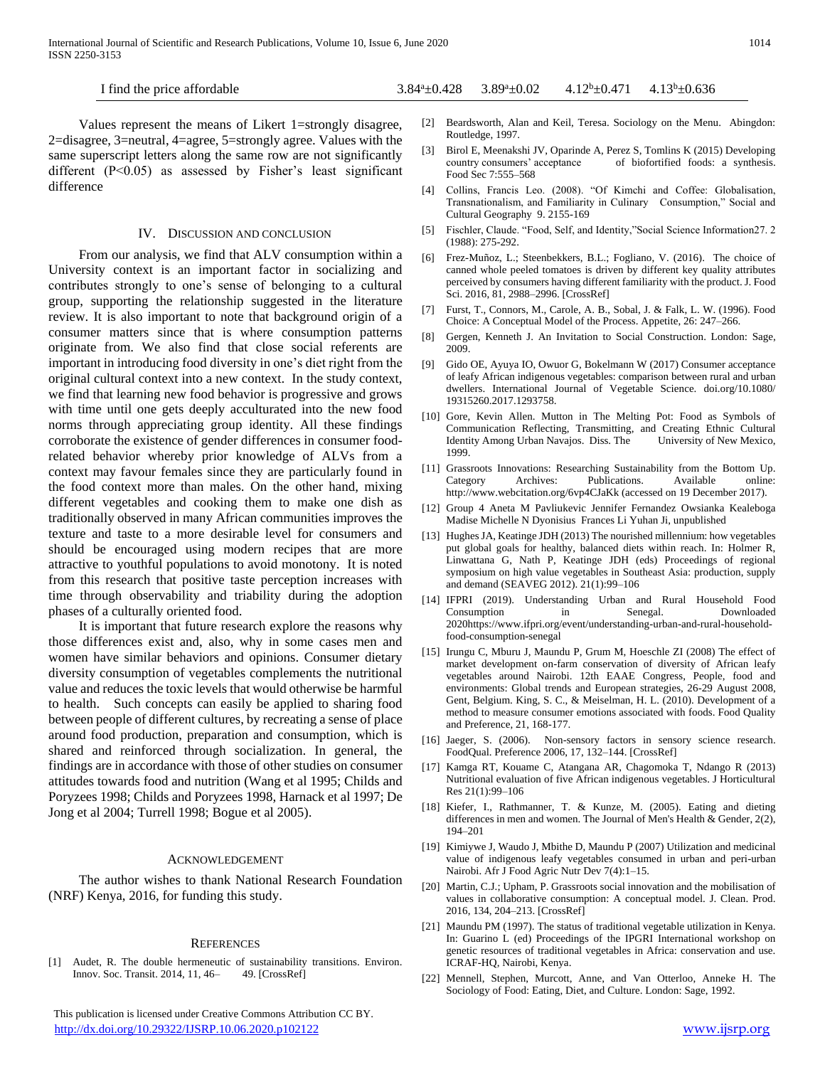| I find the price affordable | $3.84^{a}\pm0.428$ | $3.89^{a}\pm0.02$ | $4.12^{b}\pm0.471$ | $4.13^{b}\pm0.636$ |
|---|---|---|---|---|

Values represent the means of Likert 1=strongly disagree, 2=disagree, 3=neutral, 4=agree, 5=strongly agree. Values with the same superscript letters along the same row are not significantly different ($P<0.05$) as assessed by Fisher's least significant difference

## IV. Discussion and Conclusion

From our analysis, we find that ALV consumption within a University context is an important factor in socializing and contributes strongly to one's sense of belonging to a cultural group, supporting the relationship suggested in the literature review. It is also important to note that background origin of a consumer matters since that is where consumption patterns originate from. We also find that close social referents are important in introducing food diversity in one's diet right from the original cultural context into a new context. In the study context, we find that learning new food behavior is progressive and grows with time until one gets deeply acculturated into the new food norms through appreciating group identity. All these findings corroborate the existence of gender differences in consumer food-related behavior whereby prior knowledge of ALVs from a context may favour females since they are particularly found in the food context more than males. On the other hand, mixing different vegetables and cooking them to make one dish as traditionally observed in many African communities improves the texture and taste to a more desirable level for consumers and should be encouraged using modern recipes that are more attractive to youthful populations to avoid monotony. It is noted from this research that positive taste perception increases with time through observability and triability during the adoption phases of a culturally oriented food.

It is important that future research explore the reasons why those differences exist and, also, why in some cases men and women have similar behaviors and opinions. Consumer dietary diversity consumption of vegetables complements the nutritional value and reduces the toxic levels that would otherwise be harmful to health. Such concepts can easily be applied to sharing food between people of different cultures, by recreating a sense of place around food production, preparation and consumption, which is shared and reinforced through socialization. In general, the findings are in accordance with those of other studies on consumer attitudes towards food and nutrition (Wang et al 1995; Childs and Poryzees 1998; Childs and Poryzees 1998, Harnack et al 1997; De Jong et al 2004; Turrell 1998; Bogue et al 2005).

## Acknowledgement

The author wishes to thank National Research Foundation (NRF) Kenya, 2016, for funding this study.

## References

[1] Audet, R. The double hermeneutic of sustainability transitions. Environ. Innov. Soc. Transit. 2014, 11, 46– 49. [CrossRef]

[2] Beardsworth, Alan and Keil, Teresa. Sociology on the Menu. Abingdon: Routledge, 1997.

[3] Birol E, Meenakshi JV, Oparinde A, Perez S, Tomlins K (2015) Developing country consumers' acceptance of biofortified foods: a synthesis. Food Sec 7:555–568

[4] Collins, Francis Leo. (2008). "Of Kimchi and Coffee: Globalisation, Transnationalism, and Familiarity in Culinary Consumption," Social and Cultural Geography 9. 2155-169

[5] Fischler, Claude. "Food, Self, and Identity,"Social Science Information27. 2 (1988): 275-292.

[6] Frez-Muñoz, L.; Steenbekkers, B.L.; Fogliano, V. (2016). The choice of canned whole peeled tomatoes is driven by different key quality attributes perceived by consumers having different familiarity with the product. J. Food Sci. 2016, 81, 2988–2996. [CrossRef]

[7] Furst, T., Connors, M., Carole, A. B., Sobal, J. & Falk, L. W. (1996). Food Choice: A Conceptual Model of the Process. Appetite, 26: 247–266.

[8] Gergen, Kenneth J. An Invitation to Social Construction. London: Sage, 2009.

[9] Gido OE, Ayuya IO, Owuor G, Bokelmann W (2017) Consumer acceptance of leafy African indigenous vegetables: comparison between rural and urban dwellers. International Journal of Vegetable Science. doi.org/10.1080/19315260.2017.1293758.

[10] Gore, Kevin Allen. Mutton in The Melting Pot: Food as Symbols of Communication Reflecting, Transmitting, and Creating Ethnic Cultural Identity Among Urban Navajos. Diss. The University of New Mexico, 1999.

[11] Grassroots Innovations: Researching Sustainability from the Bottom Up. Category Archives: Publications. Available online: http://www.webcitation.org/6vp4CJaKk (accessed on 19 December 2017).

[12] Group 4 Aneta M Pavliukevic Jennifer Fernandez Owsianka Kealeboga Madise Michelle N Dyonisius Frances Li Yuhan Ji, unpublished

[13] Hughes JA, Keatinge JDH (2013) The nourished millennium: how vegetables put global goals for healthy, balanced diets within reach. In: Holmer R, Linwattana G, Nath P, Keatinge JDH (eds) Proceedings of regional symposium on high value vegetables in Southeast Asia: production, supply and demand (SEAVEG 2012). 21(1):99–106

[14] IFPRI (2019). Understanding Urban and Rural Household Food Consumption in Senegal. Downloaded 2020https://www.ifpri.org/event/understanding-urban-and-rural-household-food-consumption-senegal

[15] Irungu C, Mburu J, Maundu P, Grum M, Hoeschle ZI (2008) The effect of market development on-farm conservation of diversity of African leafy vegetables around Nairobi. 12th EAAE Congress, People, food and environments: Global trends and European strategies, 26-29 August 2008, Gent, Belgium. King, S. C., & Meiselman, H. L. (2010). Development of a method to measure consumer emotions associated with foods. Food Quality and Preference, 21, 168-177.

[16] Jaeger, S. (2006). Non-sensory factors in sensory science research. FoodQual. Preference 2006, 17, 132–144. [CrossRef]

[17] Kamga RT, Kouame C, Atangana AR, Chagomoka T, Ndango R (2013) Nutritional evaluation of five African indigenous vegetables. J Horticultural Res 21(1):99–106

[18] Kiefer, I., Rathmanner, T. & Kunze, M. (2005). Eating and dieting differences in men and women. The Journal of Men's Health & Gender, 2(2), 194–201

[19] Kimiywe J, Waudo J, Mbithe D, Maundu P (2007) Utilization and medicinal value of indigenous leafy vegetables consumed in urban and peri-urban Nairobi. Afr J Food Agric Nutr Dev 7(4):1–15.

[20] Martin, C.J.; Upham, P. Grassroots social innovation and the mobilisation of values in collaborative consumption: A conceptual model. J. Clean. Prod. 2016, 134, 204–213. [CrossRef]

[21] Maundu PM (1997). The status of traditional vegetable utilization in Kenya. In: Guarino L (ed) Proceedings of the IPGRI International workshop on genetic resources of traditional vegetables in Africa: conservation and use. ICRAF-HQ, Nairobi, Kenya.

[22] Mennell, Stephen, Murcott, Anne, and Van Otterloo, Anneke H. The Sociology of Food: Eating, Diet, and Culture. London: Sage, 1992.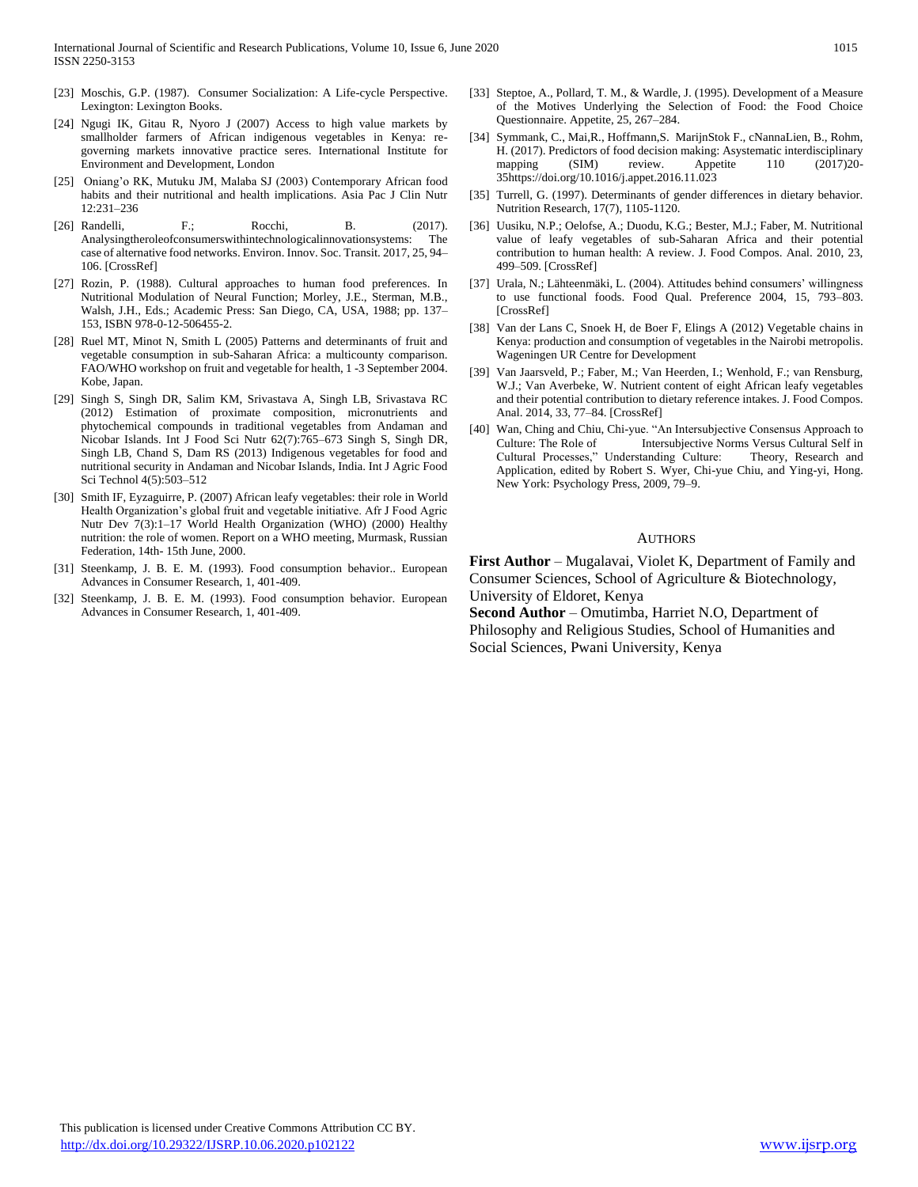[23] Moschis, G.P. (1987). Consumer Socialization: A Life-cycle Perspective. Lexington: Lexington Books.

[24] Ngugi IK, Gitau R, Nyoro J (2007) Access to high value markets by smallholder farmers of African indigenous vegetables in Kenya: re-governing markets innovative practice seres. International Institute for Environment and Development, London

[25] Oniang'o RK, Mutuku JM, Malaba SJ (2003) Contemporary African food habits and their nutritional and health implications. Asia Pac J Clin Nutr 12:231–236

[26] Randelli, F.; Rocchi, B. (2017). Analysingtheroleofconsumerswithintechnologicalinnovationsystems: The case of alternative food networks. Environ. Innov. Soc. Transit. 2017, 25, 94–106. [CrossRef]

[27] Rozin, P. (1988). Cultural approaches to human food preferences. In Nutritional Modulation of Neural Function; Morley, J.E., Sterman, M.B., Walsh, J.H., Eds.; Academic Press: San Diego, CA, USA, 1988; pp. 137–153, ISBN 978-0-12-506455-2.

[28] Ruel MT, Minot N, Smith L (2005) Patterns and determinants of fruit and vegetable consumption in sub-Saharan Africa: a multicounty comparison. FAO/WHO workshop on fruit and vegetable for health, 1 -3 September 2004. Kobe, Japan.

[29] Singh S, Singh DR, Salim KM, Srivastava A, Singh LB, Srivastava RC (2012) Estimation of proximate composition, micronutrients and phytochemical compounds in traditional vegetables from Andaman and Nicobar Islands. Int J Food Sci Nutr 62(7):765–673 Singh S, Singh DR, Singh LB, Chand S, Dam RS (2013) Indigenous vegetables for food and nutritional security in Andaman and Nicobar Islands, India. Int J Agric Food Sci Technol 4(5):503–512

[30] Smith IF, Eyzaguirre, P. (2007) African leafy vegetables: their role in World Health Organization's global fruit and vegetable initiative. Afr J Food Agric Nutr Dev 7(3):1–17 World Health Organization (WHO) (2000) Healthy nutrition: the role of women. Report on a WHO meeting, Murmask, Russian Federation, 14th- 15th June, 2000.

[31] Steenkamp, J. B. E. M. (1993). Food consumption behavior.. European Advances in Consumer Research, 1, 401-409.

[32] Steenkamp, J. B. E. M. (1993). Food consumption behavior. European Advances in Consumer Research, 1, 401-409.

[33] Steptoe, A., Pollard, T. M., & Wardle, J. (1995). Development of a Measure of the Motives Underlying the Selection of Food: the Food Choice Questionnaire. Appetite, 25, 267–284.

[34] Symmank, C., Mai,R., Hoffmann,S. MarijnStok F., cNannaLien, B., Rohm, H. (2017). Predictors of food decision making: Asystematic interdisciplinary mapping (SIM) review. Appetite 110 (2017)20-35https://doi.org/10.1016/j.appet.2016.11.023

[35] Turrell, G. (1997). Determinants of gender differences in dietary behavior. Nutrition Research, 17(7), 1105-1120.

[36] Uusiku, N.P.; Oelofse, A.; Duodu, K.G.; Bester, M.J.; Faber, M. Nutritional value of leafy vegetables of sub-Saharan Africa and their potential contribution to human health: A review. J. Food Compos. Anal. 2010, 23, 499–509. [CrossRef]

[37] Urala, N.; Lähteenmäki, L. (2004). Attitudes behind consumers' willingness to use functional foods. Food Qual. Preference 2004, 15, 793–803. [CrossRef]

[38] Van der Lans C, Snoek H, de Boer F, Elings A (2012) Vegetable chains in Kenya: production and consumption of vegetables in the Nairobi metropolis. Wageningen UR Centre for Development

[39] Van Jaarsveld, P.; Faber, M.; Van Heerden, I.; Wenhold, F.; van Rensburg, W.J.; Van Averbeke, W. Nutrient content of eight African leafy vegetables and their potential contribution to dietary reference intakes. J. Food Compos. Anal. 2014, 33, 77–84. [CrossRef]

[40] Wan, Ching and Chiu, Chi-yue. "An Intersubjective Consensus Approach to Culture: The Role of Intersubjective Norms Versus Cultural Self in Cultural Processes," Understanding Culture: Theory, Research and Application, edited by Robert S. Wyer, Chi-yue Chiu, and Ying-yi, Hong. New York: Psychology Press, 2009, 79–9.

## AUTHORS

**First Author** – Mugalavai, Violet K, Department of Family and Consumer Sciences, School of Agriculture & Biotechnology, University of Eldoret, Kenya

**Second Author** – Omutimba, Harriet N.O, Department of Philosophy and Religious Studies, School of Humanities and Social Sciences, Pwani University, Kenya